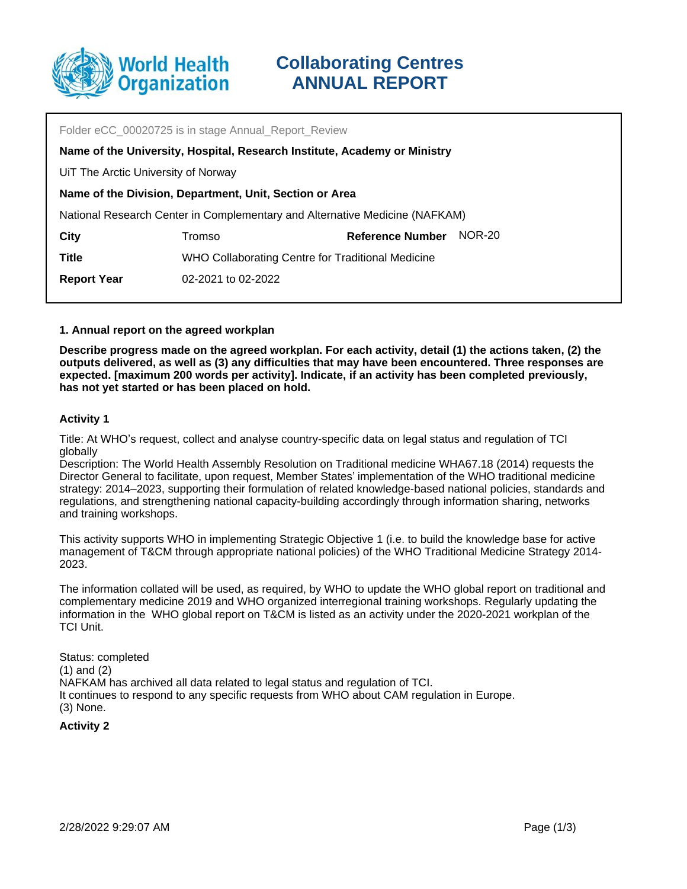# Collaborating Centres ANNUAL REPORT

Folder eCC_00020725 is in stage Annual_Report_Review

**Name of the University, Hospital, Research Institute, Academy or Ministry**

UiT The Arctic University of Norway

**Name of the Division, Department, Unit, Section or Area**

National Research Center in Complementary and Alternative Medicine (NAFKAM)

| | | | |
|---|---|---|---|
| **City** | Tromso | **Reference Number** | NOR-20 |
| **Title** | WHO Collaborating Centre for Traditional Medicine | | |
| **Report Year** | 02-2021 to 02-2022 | | |

### 1. Annual report on the agreed workplan

**Describe progress made on the agreed workplan. For each activity, detail (1) the actions taken, (2) the outputs delivered, as well as (3) any difficulties that may have been encountered. Three responses are expected. [maximum 200 words per activity]. Indicate, if an activity has been completed previously, has not yet started or has been placed on hold.**

#### Activity 1

Title: At WHO's request, collect and analyse country-specific data on legal status and regulation of TCI globally
Description: The World Health Assembly Resolution on Traditional medicine WHA67.18 (2014) requests the Director General to facilitate, upon request, Member States' implementation of the WHO traditional medicine strategy: 2014–2023, supporting their formulation of related knowledge-based national policies, standards and regulations, and strengthening national capacity-building accordingly through information sharing, networks and training workshops.

This activity supports WHO in implementing Strategic Objective 1 (i.e. to build the knowledge base for active management of T&CM through appropriate national policies) of the WHO Traditional Medicine Strategy 2014-2023.

The information collated will be used, as required, by WHO to update the WHO global report on traditional and complementary medicine 2019 and WHO organized interregional training workshops. Regularly updating the information in the WHO global report on T&CM is listed as an activity under the 2020-2021 workplan of the TCI Unit.

Status: completed
(1) and (2)
NAFKAM has archived all data related to legal status and regulation of TCI.
It continues to respond to any specific requests from WHO about CAM regulation in Europe.
(3) None.

#### Activity 2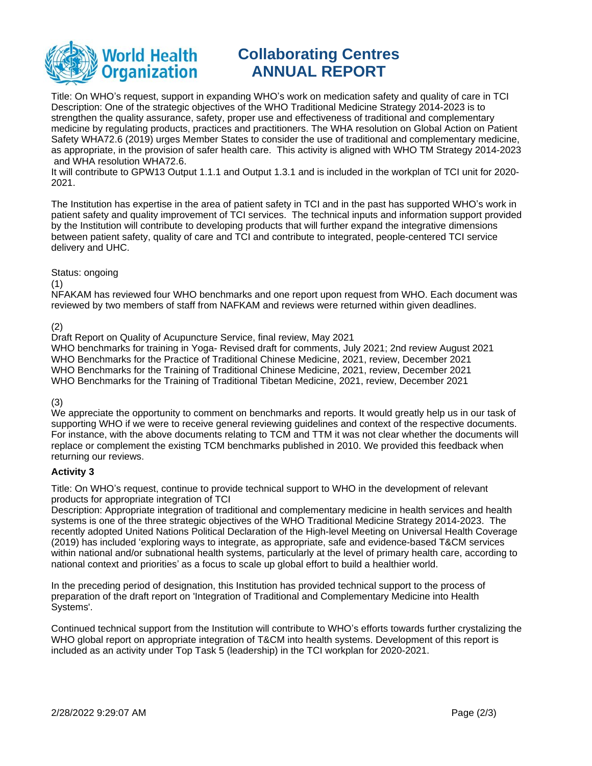Title: On WHO's request, support in expanding WHO's work on medication safety and quality of care in TCI
Description: One of the strategic objectives of the WHO Traditional Medicine Strategy 2014-2023 is to strengthen the quality assurance, safety, proper use and effectiveness of traditional and complementary medicine by regulating products, practices and practitioners. The WHA resolution on Global Action on Patient Safety WHA72.6 (2019) urges Member States to consider the use of traditional and complementary medicine, as appropriate, in the provision of safer health care. This activity is aligned with WHO TM Strategy 2014-2023 and WHA resolution WHA72.6.
It will contribute to GPW13 Output 1.1.1 and Output 1.3.1 and is included in the workplan of TCI unit for 2020-2021.

The Institution has expertise in the area of patient safety in TCI and in the past has supported WHO's work in patient safety and quality improvement of TCI services. The technical inputs and information support provided by the Institution will contribute to developing products that will further expand the integrative dimensions between patient safety, quality of care and TCI and contribute to integrated, people-centered TCI service delivery and UHC.

Status: ongoing

(1)
NFAKAM has reviewed four WHO benchmarks and one report upon request from WHO. Each document was reviewed by two members of staff from NAFKAM and reviews were returned within given deadlines.

(2)
Draft Report on Quality of Acupuncture Service, final review, May 2021
WHO benchmarks for training in Yoga- Revised draft for comments, July 2021; 2nd review August 2021
WHO Benchmarks for the Practice of Traditional Chinese Medicine, 2021, review, December 2021
WHO Benchmarks for the Training of Traditional Chinese Medicine, 2021, review, December 2021
WHO Benchmarks for the Training of Traditional Tibetan Medicine, 2021, review, December 2021

(3)
We appreciate the opportunity to comment on benchmarks and reports. It would greatly help us in our task of supporting WHO if we were to receive general reviewing guidelines and context of the respective documents. For instance, with the above documents relating to TCM and TTM it was not clear whether the documents will replace or complement the existing TCM benchmarks published in 2010. We provided this feedback when returning our reviews.

**Activity 3**

Title: On WHO's request, continue to provide technical support to WHO in the development of relevant products for appropriate integration of TCI
Description: Appropriate integration of traditional and complementary medicine in health services and health systems is one of the three strategic objectives of the WHO Traditional Medicine Strategy 2014-2023. The recently adopted United Nations Political Declaration of the High-level Meeting on Universal Health Coverage (2019) has included 'exploring ways to integrate, as appropriate, safe and evidence-based T&CM services within national and/or subnational health systems, particularly at the level of primary health care, according to national context and priorities' as a focus to scale up global effort to build a healthier world.

In the preceding period of designation, this Institution has provided technical support to the process of preparation of the draft report on 'Integration of Traditional and Complementary Medicine into Health Systems'.

Continued technical support from the Institution will contribute to WHO's efforts towards further crystalizing the WHO global report on appropriate integration of T&CM into health systems. Development of this report is included as an activity under Top Task 5 (leadership) in the TCI workplan for 2020-2021.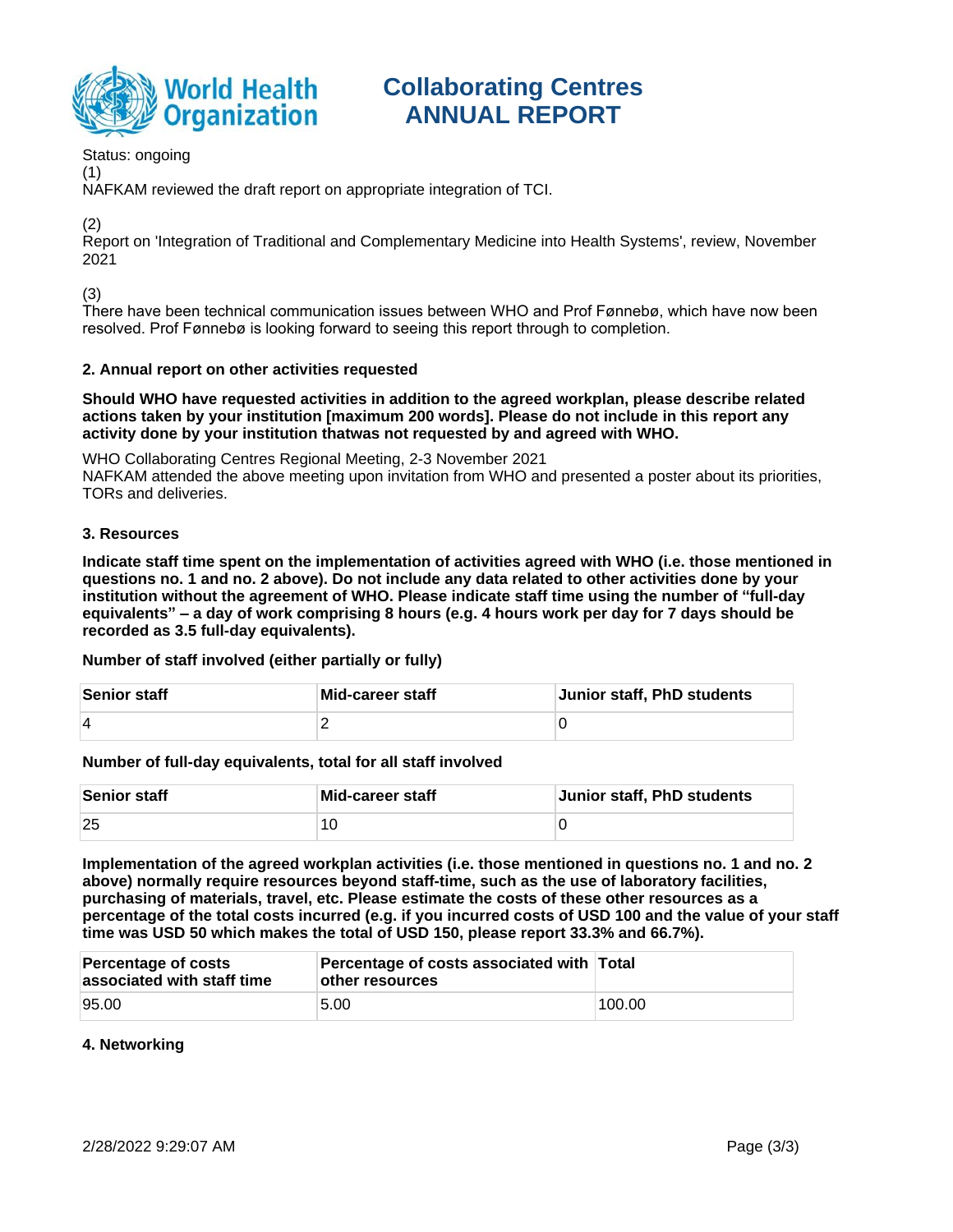Status: ongoing

(1)

NAFKAM reviewed the draft report on appropriate integration of TCI.

(2)

Report on 'Integration of Traditional and Complementary Medicine into Health Systems', review, November 2021

(3)

There have been technical communication issues between WHO and Prof Fønnebø, which have now been resolved. Prof Fønnebø is looking forward to seeing this report through to completion.

### 2. Annual report on other activities requested

**Should WHO have requested activities in addition to the agreed workplan, please describe related actions taken by your institution [maximum 200 words]. Please do not include in this report any activity done by your institution thatwas not requested by and agreed with WHO.**

WHO Collaborating Centres Regional Meeting, 2-3 November 2021

NAFKAM attended the above meeting upon invitation from WHO and presented a poster about its priorities, TORs and deliveries.

### 3. Resources

**Indicate staff time spent on the implementation of activities agreed with WHO (i.e. those mentioned in questions no. 1 and no. 2 above). Do not include any data related to other activities done by your institution without the agreement of WHO. Please indicate staff time using the number of "full-day equivalents" – a day of work comprising 8 hours (e.g. 4 hours work per day for 7 days should be recorded as 3.5 full-day equivalents).**

**Number of staff involved (either partially or fully)**

| Senior staff | Mid-career staff | Junior staff, PhD students |
|---|---|---|
| 4 | 2 | 0 |

**Number of full-day equivalents, total for all staff involved**

| Senior staff | Mid-career staff | Junior staff, PhD students |
|---|---|---|
| 25 | 10 | 0 |

**Implementation of the agreed workplan activities (i.e. those mentioned in questions no. 1 and no. 2 above) normally require resources beyond staff-time, such as the use of laboratory facilities, purchasing of materials, travel, etc. Please estimate the costs of these other resources as a percentage of the total costs incurred (e.g. if you incurred costs of USD 100 and the value of your staff time was USD 50 which makes the total of USD 150, please report 33.3% and 66.7%).**

| Percentage of costs associated with staff time | Percentage of costs associated with other resources | Total |
|---|---|---|
| 95.00 | 5.00 | 100.00 |

### 4. Networking